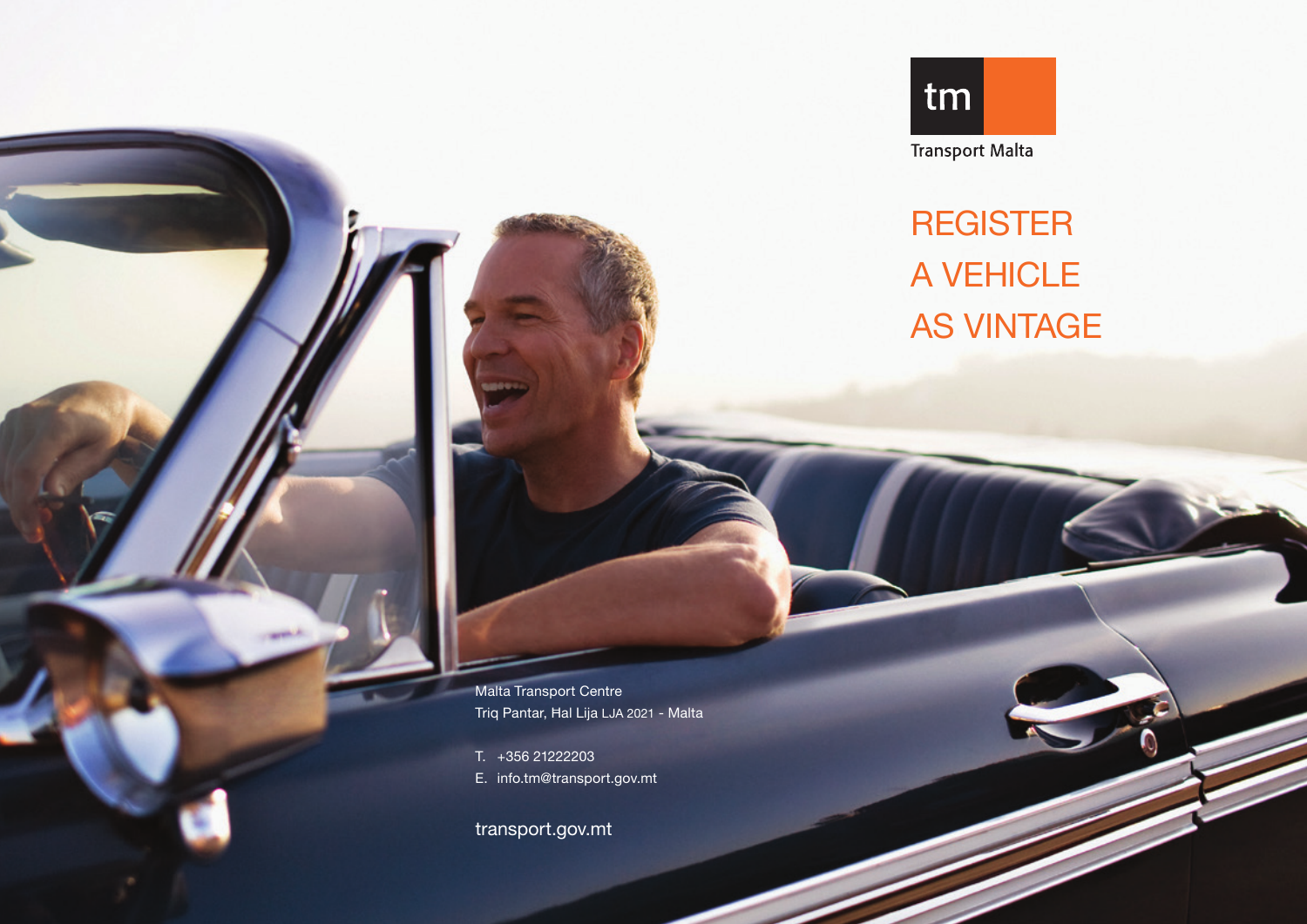tm

Transport Malta

# REGISTER A VEHICLE AS VINTAGE

Malta Transport Centre
Triq Pantar, Ħal Lija LJA 2021 - Malta

T. +356 21222203
E. info.tm@transport.gov.mt

transport.gov.mt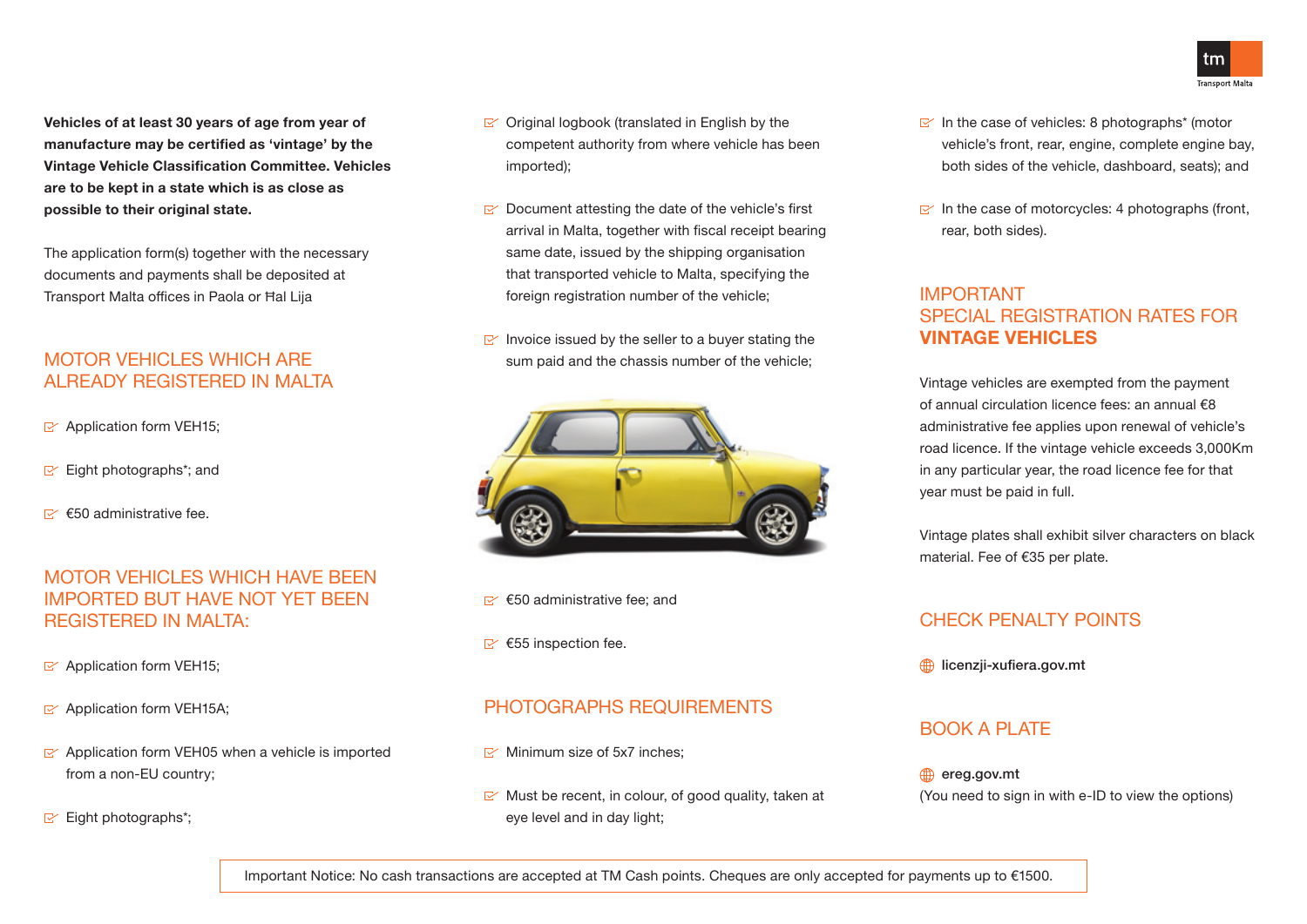**Vehicles of at least 30 years of age from year of manufacture may be certified as 'vintage' by the Vintage Vehicle Classification Committee. Vehicles are to be kept in a state which is as close as possible to their original state.**

The application form(s) together with the necessary documents and payments shall be deposited at Transport Malta offices in Paola or Ħal Lija

## MOTOR VEHICLES WHICH ARE ALREADY REGISTERED IN MALTA

- Application form VEH15;
- Eight photographs*; and
- €50 administrative fee.

## MOTOR VEHICLES WHICH HAVE BEEN IMPORTED BUT HAVE NOT YET BEEN REGISTERED IN MALTA:

- Application form VEH15;
- Application form VEH15A;
- Application form VEH05 when a vehicle is imported from a non-EU country;
- Eight photographs*;
- Original logbook (translated in English by the competent authority from where vehicle has been imported);
- Document attesting the date of the vehicle's first arrival in Malta, together with fiscal receipt bearing same date, issued by the shipping organisation that transported vehicle to Malta, specifying the foreign registration number of the vehicle;
- Invoice issued by the seller to a buyer stating the sum paid and the chassis number of the vehicle;
- €50 administrative fee; and
- €55 inspection fee.

## PHOTOGRAPHS REQUIREMENTS

- Minimum size of 5x7 inches;
- Must be recent, in colour, of good quality, taken at eye level and in day light;
- In the case of vehicles: 8 photographs* (motor vehicle's front, rear, engine, complete engine bay, both sides of the vehicle, dashboard, seats); and
- In the case of motorcycles: 4 photographs (front, rear, both sides).

## IMPORTANT SPECIAL REGISTRATION RATES FOR **VINTAGE VEHICLES**

Vintage vehicles are exempted from the payment of annual circulation licence fees: an annual €8 administrative fee applies upon renewal of vehicle's road licence. If the vintage vehicle exceeds 3,000Km in any particular year, the road licence fee for that year must be paid in full.

Vintage plates shall exhibit silver characters on black material. Fee of €35 per plate.

## CHECK PENALTY POINTS

**licenzji-xufiera.gov.mt**

## BOOK A PLATE

**ereg.gov.mt**
(You need to sign in with e-ID to view the options)

Important Notice: No cash transactions are accepted at TM Cash points. Cheques are only accepted for payments up to €1500.